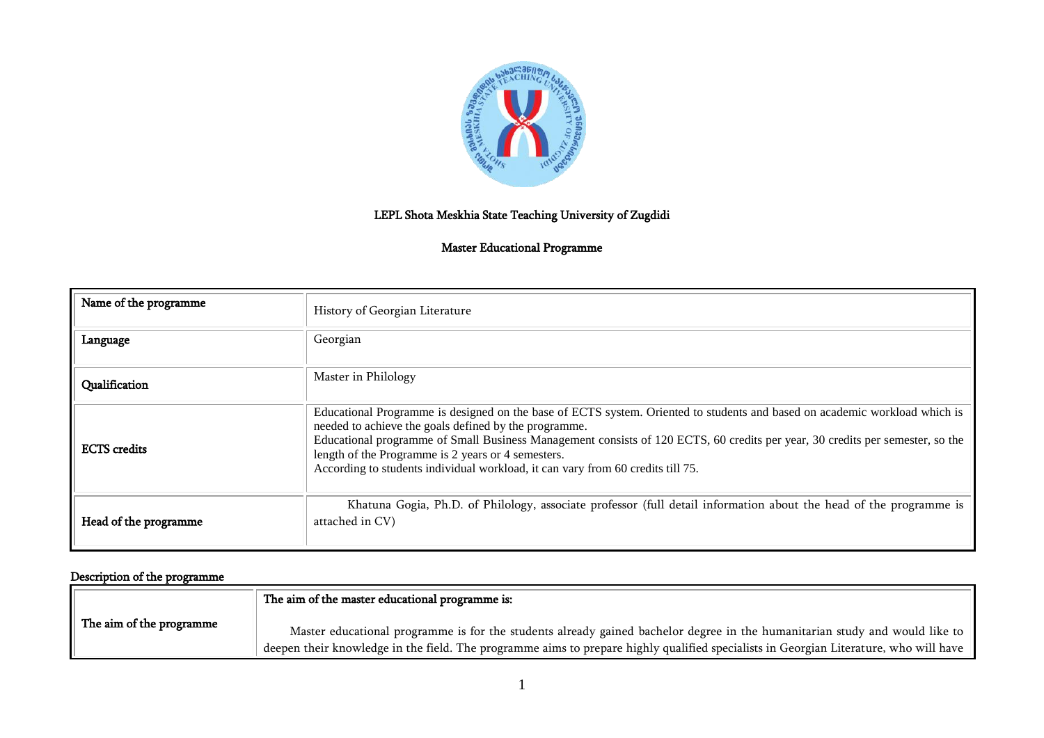LEPL Shota Meskhia State Teaching University of Zugdidi

Master Educational Programme

| Name of the programme | History of Georgian Literature |
|---|---|
| Language | Georgian |
| Qualification | Master in Philology |
| ECTS credits | Educational Programme is designed on the base of ECTS system. Oriented to students and based on academic workload which is needed to achieve the goals defined by the programme.<br>Educational programme of Small Business Management consists of 120 ECTS, 60 credits per year, 30 credits per semester, so the length of the Programme is 2 years or 4 semesters.<br>According to students individual workload, it can vary from 60 credits till 75. |
| Head of the programme | Khatuna Gogia, Ph.D. of Philology, associate professor (full detail information about the head of the programme is attached in CV) |

Description of the programme

| The aim of the programme | **The aim of the master educational programme is:**<br>Master educational programme is for the students already gained bachelor degree in the humanitarian study and would like to deepen their knowledge in the field. The programme aims to prepare highly qualified specialists in Georgian Literature, who will have |
|---|---|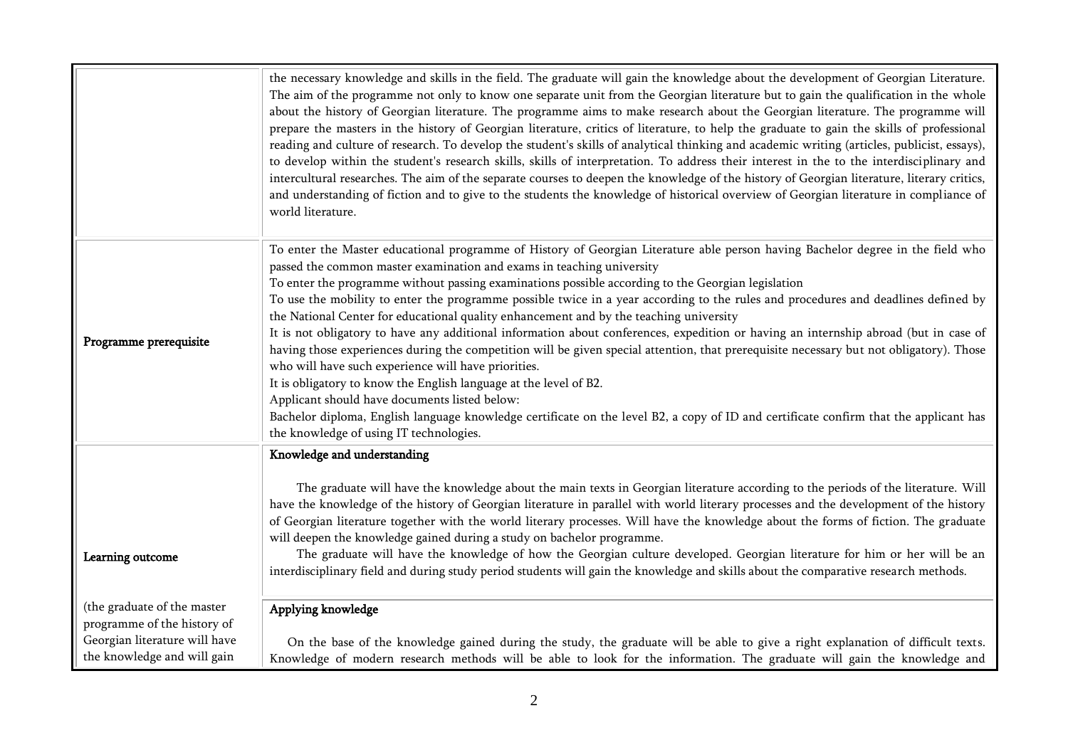| | |
|---|---|
| | the necessary knowledge and skills in the field. The graduate will gain the knowledge about the development of Georgian Literature. The aim of the programme not only to know one separate unit from the Georgian literature but to gain the qualification in the whole about the history of Georgian literature. The programme aims to make research about the Georgian literature. The programme will prepare the masters in the history of Georgian literature, critics of literature, to help the graduate to gain the skills of professional reading and culture of research. To develop the student's skills of analytical thinking and academic writing (articles, publicist, essays), to develop within the student's research skills, skills of interpretation. To address their interest in the to the interdisciplinary and intercultural researches. The aim of the separate courses to deepen the knowledge of the history of Georgian literature, literary critics, and understanding of fiction and to give to the students the knowledge of historical overview of Georgian literature in compliance of world literature. |
| **Programme prerequisite** | To enter the Master educational programme of History of Georgian Literature able person having Bachelor degree in the field who passed the common master examination and exams in teaching university<br>To enter the programme without passing examinations possible according to the Georgian legislation<br>To use the mobility to enter the programme possible twice in a year according to the rules and procedures and deadlines defined by the National Center for educational quality enhancement and by the teaching university<br>It is not obligatory to have any additional information about conferences, expedition or having an internship abroad (but in case of having those experiences during the competition will be given special attention, that prerequisite necessary but not obligatory). Those who will have such experience will have priorities.<br>It is obligatory to know the English language at the level of B2.<br>Applicant should have documents listed below:<br>Bachelor diploma, English language knowledge certificate on the level B2, a copy of ID and certificate confirm that the applicant has the knowledge of using IT technologies. |
| **Learning outcome** | **Knowledge and understanding**<br><br>The graduate will have the knowledge about the main texts in Georgian literature according to the periods of the literature. Will have the knowledge of the history of Georgian literature in parallel with world literary processes and the development of the history of Georgian literature together with the world literary processes. Will have the knowledge about the forms of fiction. The graduate will deepen the knowledge gained during a study on bachelor programme.<br>The graduate will have the knowledge of how the Georgian culture developed. Georgian literature for him or her will be an interdisciplinary field and during study period students will gain the knowledge and skills about the comparative research methods. |
| (the graduate of the master programme of the history of Georgian literature will have the knowledge and will gain | **Applying knowledge**<br><br>On the base of the knowledge gained during the study, the graduate will be able to give a right explanation of difficult texts. Knowledge of modern research methods will be able to look for the information. The graduate will gain the knowledge and |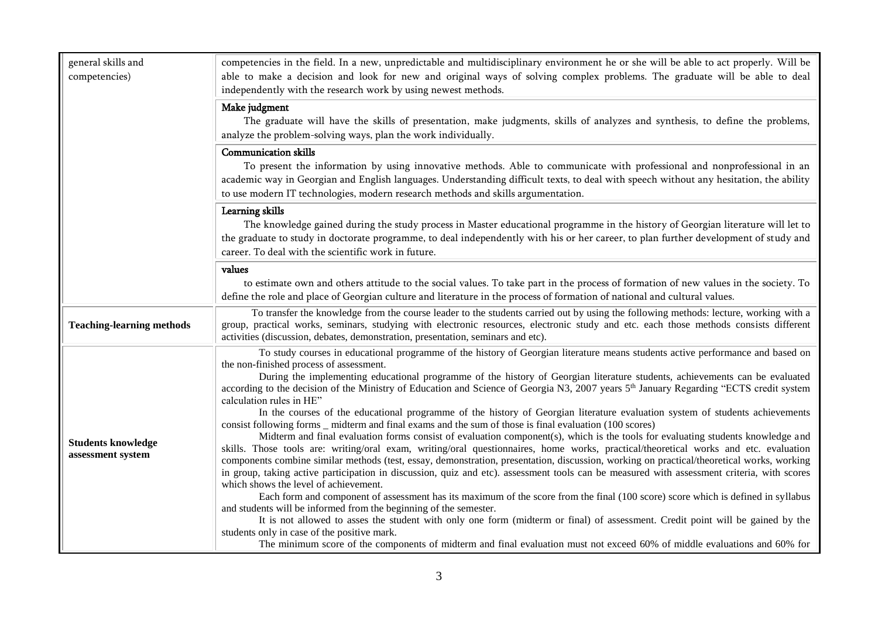| general skills and competencies) | competencies in the field. In a new, unpredictable and multidisciplinary environment he or she will be able to act properly. Will be able to make a decision and look for new and original ways of solving complex problems. The graduate will be able to deal independently with the research work by using newest methods.<br><br>**Make judgment**<br>The graduate will have the skills of presentation, make judgments, skills of analyzes and synthesis, to define the problems, analyze the problem-solving ways, plan the work individually.<br><br>**Communication skills**<br>To present the information by using innovative methods. Able to communicate with professional and nonprofessional in an academic way in Georgian and English languages. Understanding difficult texts, to deal with speech without any hesitation, the ability to use modern IT technologies, modern research methods and skills argumentation.<br><br>**Learning skills**<br>The knowledge gained during the study process in Master educational programme in the history of Georgian literature will let to the graduate to study in doctorate programme, to deal independently with his or her career, to plan further development of study and career. To deal with the scientific work in future.<br><br>**values**<br>to estimate own and others attitude to the social values. To take part in the process of formation of new values in the society. To define the role and place of Georgian culture and literature in the process of formation of national and cultural values. |
|---|---|
| **Teaching-learning methods** | To transfer the knowledge from the course leader to the students carried out by using the following methods: lecture, working with a group, practical works, seminars, studying with electronic resources, electronic study and etc. each those methods consists different activities (discussion, debates, demonstration, presentation, seminars and etc). |
| **Students knowledge assessment system** | To study courses in educational programme of the history of Georgian literature means students active performance and based on the non-finished process of assessment.<br>During the implementing educational programme of the history of Georgian literature students, achievements can be evaluated according to the decision of the Ministry of Education and Science of Georgia N3, 2007 years 5th January Regarding "ECTS credit system calculation rules in HE"<br>In the courses of the educational programme of the history of Georgian literature evaluation system of students achievements consist following forms _ midterm and final exams and the sum of those is final evaluation (100 scores)<br>Midterm and final evaluation forms consist of evaluation component(s), which is the tools for evaluating students knowledge and skills. Those tools are: writing/oral exam, writing/oral questionnaires, home works, practical/theoretical works and etc. evaluation components combine similar methods (test, essay, demonstration, presentation, discussion, working on practical/theoretical works, working in group, taking active participation in discussion, quiz and etc). assessment tools can be measured with assessment criteria, with scores which shows the level of achievement.<br>Each form and component of assessment has its maximum of the score from the final (100 score) score which is defined in syllabus and students will be informed from the beginning of the semester.<br>It is not allowed to asses the student with only one form (midterm or final) of assessment. Credit point will be gained by the students only in case of the positive mark.<br>The minimum score of the components of midterm and final evaluation must not exceed 60% of middle evaluations and 60% for |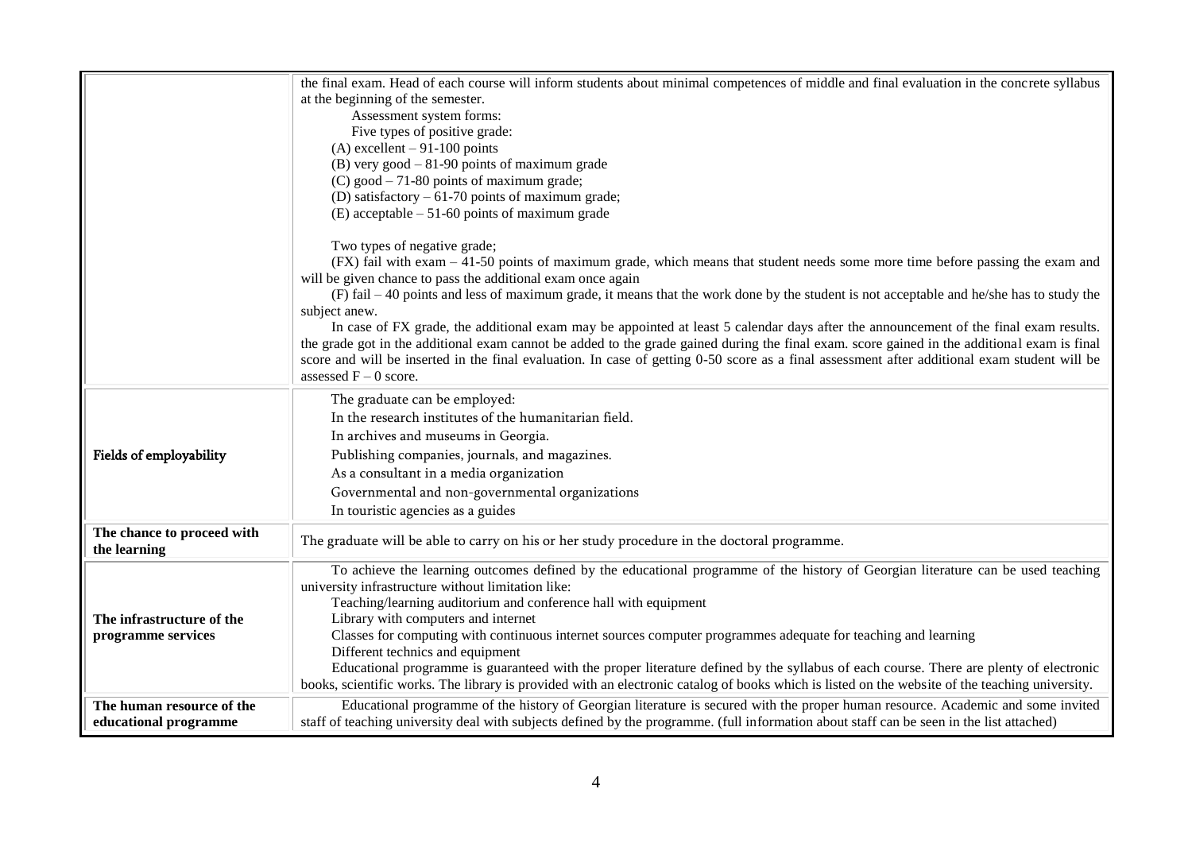| | |
|---|---|
| | the final exam. Head of each course will inform students about minimal competences of middle and final evaluation in the concrete syllabus at the beginning of the semester.<br>Assessment system forms:<br>Five types of positive grade:<br>(A) excellent – 91-100 points<br>(B) very good – 81-90 points of maximum grade<br>(C) good – 71-80 points of maximum grade;<br>(D) satisfactory – 61-70 points of maximum grade;<br>(E) acceptable – 51-60 points of maximum grade<br><br>Two types of negative grade;<br>(FX) fail with exam – 41-50 points of maximum grade, which means that student needs some more time before passing the exam and will be given chance to pass the additional exam once again<br>(F) fail – 40 points and less of maximum grade, it means that the work done by the student is not acceptable and he/she has to study the subject anew.<br>In case of FX grade, the additional exam may be appointed at least 5 calendar days after the announcement of the final exam results. the grade got in the additional exam cannot be added to the grade gained during the final exam. score gained in the additional exam is final score and will be inserted in the final evaluation. In case of getting 0-50 score as a final assessment after additional exam student will be assessed F – 0 score. |
| **Fields of employability** | The graduate can be employed:<br>In the research institutes of the humanitarian field.<br>In archives and museums in Georgia.<br>Publishing companies, journals, and magazines.<br>As a consultant in a media organization<br>Governmental and non-governmental organizations<br>In touristic agencies as a guides |
| **The chance to proceed with the learning** | The graduate will be able to carry on his or her study procedure in the doctoral programme. |
| **The infrastructure of the programme services** | To achieve the learning outcomes defined by the educational programme of the history of Georgian literature can be used teaching university infrastructure without limitation like:<br>Teaching/learning auditorium and conference hall with equipment<br>Library with computers and internet<br>Classes for computing with continuous internet sources computer programmes adequate for teaching and learning<br>Different technics and equipment<br>Educational programme is guaranteed with the proper literature defined by the syllabus of each course. There are plenty of electronic books, scientific works. The library is provided with an electronic catalog of books which is listed on the website of the teaching university. |
| **The human resource of the educational programme** | Educational programme of the history of Georgian literature is secured with the proper human resource. Academic and some invited staff of teaching university deal with subjects defined by the programme. (full information about staff can be seen in the list attached) |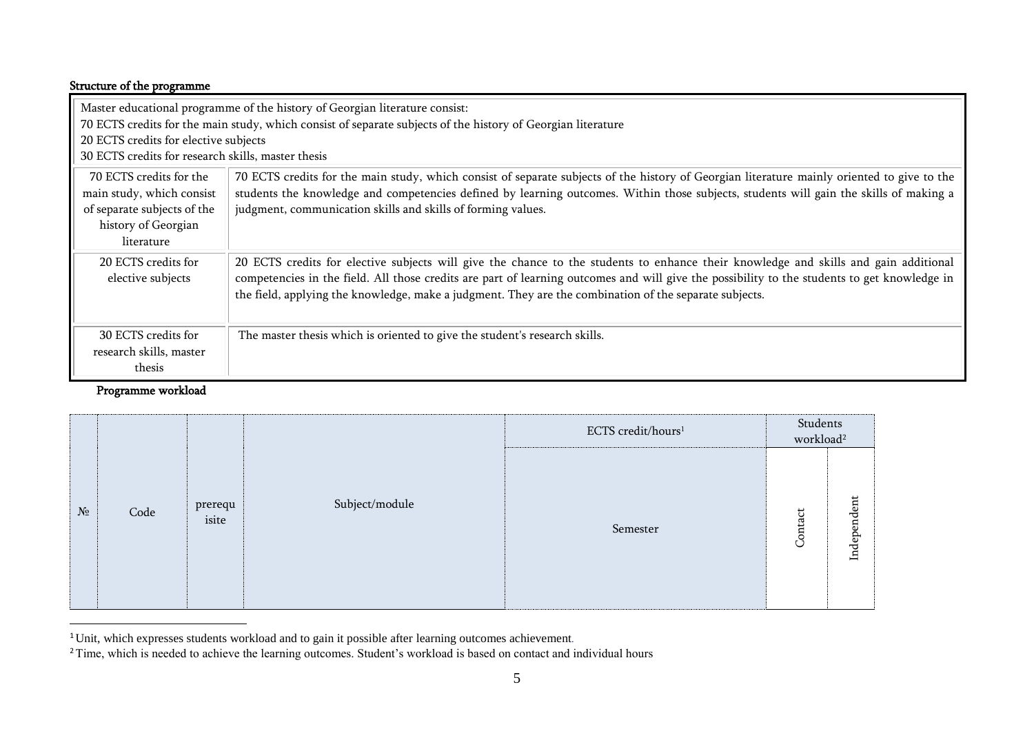**Structure of the programme**

| Master educational programme of the history of Georgian literature consist:<br>70 ECTS credits for the main study, which consist of separate subjects of the history of Georgian literature<br>20 ECTS credits for elective subjects<br>30 ECTS credits for research skills, master thesis | |
|---|---|
| 70 ECTS credits for the main study, which consist of separate subjects of the history of Georgian literature | 70 ECTS credits for the main study, which consist of separate subjects of the history of Georgian literature mainly oriented to give to the students the knowledge and competencies defined by learning outcomes. Within those subjects, students will gain the skills of making a judgment, communication skills and skills of forming values. |
| 20 ECTS credits for elective subjects | 20 ECTS credits for elective subjects will give the chance to the students to enhance their knowledge and skills and gain additional competencies in the field. All those credits are part of learning outcomes and will give the possibility to the students to get knowledge in the field, applying the knowledge, make a judgment. They are the combination of the separate subjects. |
| 30 ECTS credits for research skills, master thesis | The master thesis which is oriented to give the student's research skills. |

**Programme workload**

| № | Code | prerequisite | Subject/module | ECTS credit/hours[1] | Students workload[2] | |
|---|---|---|---|---|---|---|
| | | | | Semester | Contact | Independent |

[1] Unit, which expresses students workload and to gain it possible after learning outcomes achievement.

[2] Time, which is needed to achieve the learning outcomes. Student's workload is based on contact and individual hours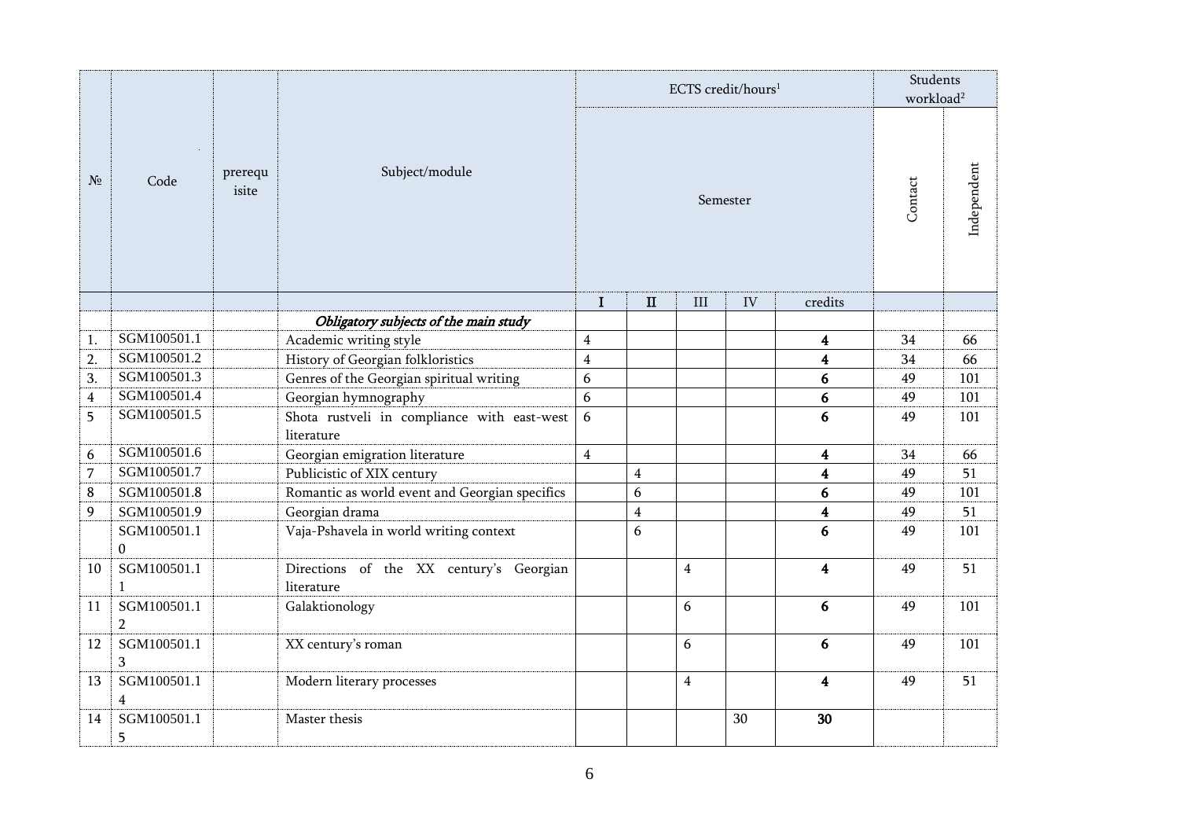| № | Code | prerequisite | Subject/module | ECTS credit/hours[1] | | | | | Students workload[2] | |
|---|---|---|---|---|---|---|---|---|---|---|
| | | | | Semester | | | | | Contact | Independent |
| | | | | I | II | III | IV | credits | | |
| | | | ***Obligatory subjects of the main study*** | | | | | | | |
| 1. | SGM100501.1 | | Academic writing style | 4 | | | | **4** | 34 | 66 |
| 2. | SGM100501.2 | | History of Georgian folkloristics | 4 | | | | **4** | 34 | 66 |
| 3. | SGM100501.3 | | Genres of the Georgian spiritual writing | 6 | | | | **6** | 49 | 101 |
| 4 | SGM100501.4 | | Georgian hymnography | 6 | | | | **6** | 49 | 101 |
| 5 | SGM100501.5 | | Shota rustveli in compliance with east-west literature | 6 | | | | **6** | 49 | 101 |
| 6 | SGM100501.6 | | Georgian emigration literature | 4 | | | | **4** | 34 | 66 |
| 7 | SGM100501.7 | | Publicistic of XIX century | | 4 | | | **4** | 49 | 51 |
| 8 | SGM100501.8 | | Romantic as world event and Georgian specifics | | 6 | | | **6** | 49 | 101 |
| 9 | SGM100501.9 | | Georgian drama | | 4 | | | **4** | 49 | 51 |
| | SGM100501.10 | | Vaja-Pshavela in world writing context | | 6 | | | **6** | 49 | 101 |
| 10 | SGM100501.11 | | Directions of the XX century's Georgian literature | | | 4 | | **4** | 49 | 51 |
| 11 | SGM100501.12 | | Galaktionology | | | 6 | | **6** | 49 | 101 |
| 12 | SGM100501.13 | | XX century's roman | | | 6 | | **6** | 49 | 101 |
| 13 | SGM100501.14 | | Modern literary processes | | | 4 | | **4** | 49 | 51 |
| 14 | SGM100501.15 | | Master thesis | | | | 30 | **30** | | |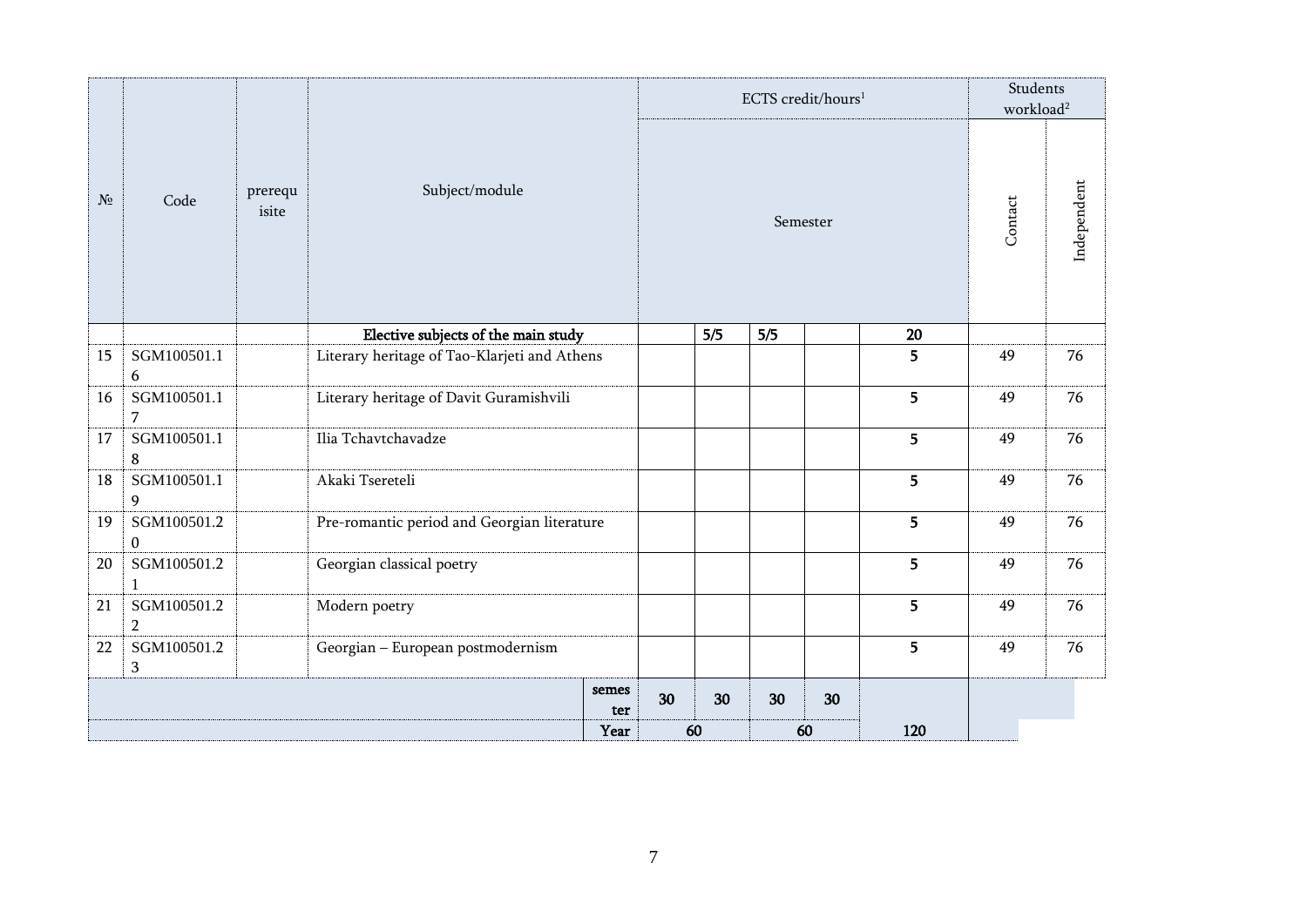| № | Code | prerequisite | Subject/module | ECTS credit/hours[1] | | | | | Students workload[2] | |
|---|---|---|---|---|---|---|---|---|---|---|
| | | | | Semester | | | | | Contact | Independent |
| | | | **Elective subjects of the main study** | | **5/5** | **5/5** | | **20** | | |
| 15 | SGM100501.16 | | Literary heritage of Tao-Klarjeti and Athens | | | | | **5** | 49 | 76 |
| 16 | SGM100501.17 | | Literary heritage of Davit Guramishvili | | | | | **5** | 49 | 76 |
| 17 | SGM100501.18 | | Ilia Tchavtchavadze | | | | | **5** | 49 | 76 |
| 18 | SGM100501.19 | | Akaki Tsereteli | | | | | **5** | 49 | 76 |
| 19 | SGM100501.20 | | Pre-romantic period and Georgian literature | | | | | **5** | 49 | 76 |
| 20 | SGM100501.21 | | Georgian classical poetry | | | | | **5** | 49 | 76 |
| 21 | SGM100501.22 | | Modern poetry | | | | | **5** | 49 | 76 |
| 22 | SGM100501.23 | | Georgian – European postmodernism | | | | | **5** | 49 | 76 |
| | | | **semester** | **30** | **30** | **30** | **30** | | | |
| | | | **Year** | **60** | | **60** | | **120** | | |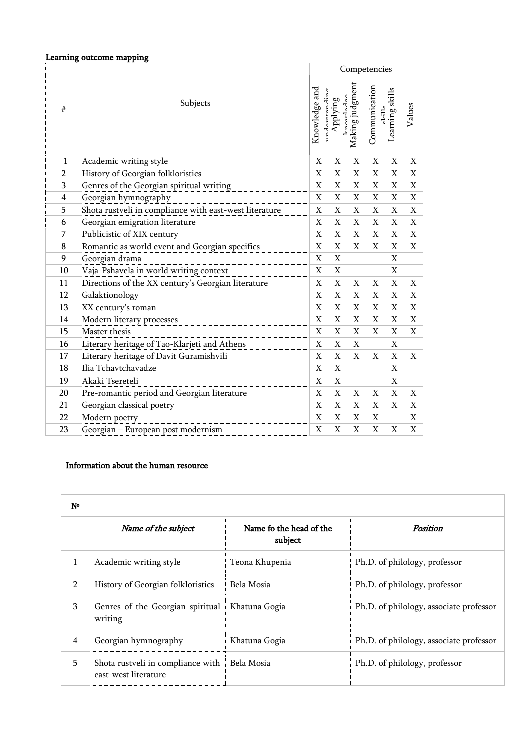**Learning outcome mapping**

| # | Subjects | Competencies | | | | | |
|---|---|---|---|---|---|---|---|
| | | Knowledge and understanding | Applying knowledge | Making judgment | Communication skills | Learning skills | Values |
| 1 | Academic writing style | X | X | X | X | X | X |
| 2 | History of Georgian folkloristics | X | X | X | X | X | X |
| 3 | Genres of the Georgian spiritual writing | X | X | X | X | X | X |
| 4 | Georgian hymnography | X | X | X | X | X | X |
| 5 | Shota rustveli in compliance with east-west literature | X | X | X | X | X | X |
| 6 | Georgian emigration literature | X | X | X | X | X | X |
| 7 | Publicistic of XIX century | X | X | X | X | X | X |
| 8 | Romantic as world event and Georgian specifics | X | X | X | X | X | X |
| 9 | Georgian drama | X | X | | | X | |
| 10 | Vaja-Pshavela in world writing context | X | X | | | X | |
| 11 | Directions of the XX century's Georgian literature | X | X | X | X | X | X |
| 12 | Galaktionology | X | X | X | X | X | X |
| 13 | XX century's roman | X | X | X | X | X | X |
| 14 | Modern literary processes | X | X | X | X | X | X |
| 15 | Master thesis | X | X | X | X | X | X |
| 16 | Literary heritage of Tao-Klarjeti and Athens | X | X | X | | X | |
| 17 | Literary heritage of Davit Guramishvili | X | X | X | X | X | X |
| 18 | Ilia Tchavtchavadze | X | X | | | X | |
| 19 | Akaki Tsereteli | X | X | | | X | |
| 20 | Pre-romantic period and Georgian literature | X | X | X | X | X | X |
| 21 | Georgian classical poetry | X | X | X | X | X | X |
| 22 | Modern poetry | X | X | X | X | | X |
| 23 | Georgian – European post modernism | X | X | X | X | X | X |

**Information about the human resource**

| № | | | |
|---|---|---|---|
| | *Name of the subject* | Name fo the head of the subject | *Position* |
| 1 | Academic writing style | Teona Khupenia | Ph.D. of philology, professor |
| 2 | History of Georgian folkloristics | Bela Mosia | Ph.D. of philology, professor |
| 3 | Genres of the Georgian spiritual writing | Khatuna Gogia | Ph.D. of philology, associate professor |
| 4 | Georgian hymnography | Khatuna Gogia | Ph.D. of philology, associate professor |
| 5 | Shota rustveli in compliance with east-west literature | Bela Mosia | Ph.D. of philology, professor |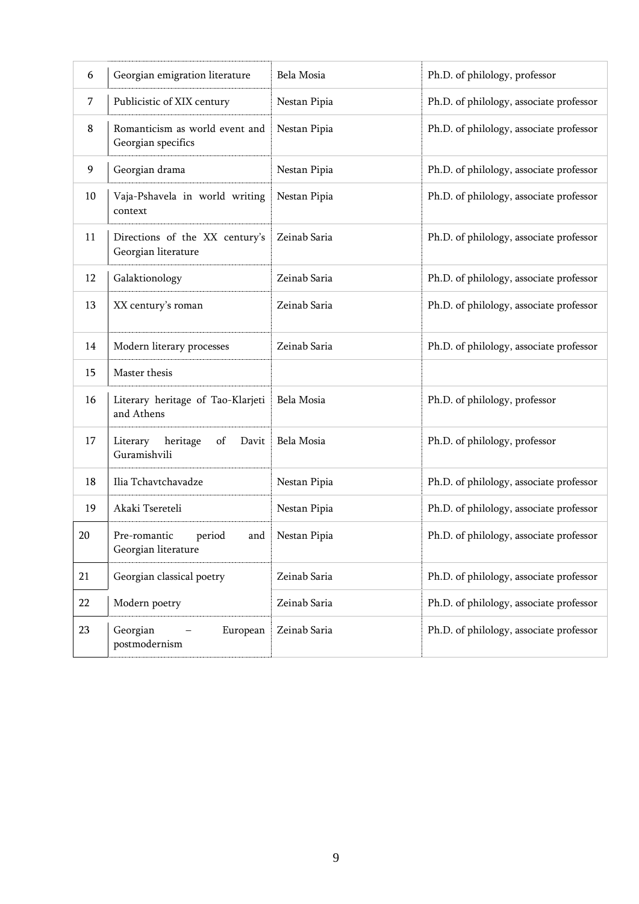| | | | |
|---|---|---|---|
| 6 | Georgian emigration literature | Bela Mosia | Ph.D. of philology, professor |
| 7 | Publicistic of XIX century | Nestan Pipia | Ph.D. of philology, associate professor |
| 8 | Romanticism as world event and Georgian specifics | Nestan Pipia | Ph.D. of philology, associate professor |
| 9 | Georgian drama | Nestan Pipia | Ph.D. of philology, associate professor |
| 10 | Vaja-Pshavela in world writing context | Nestan Pipia | Ph.D. of philology, associate professor |
| 11 | Directions of the XX century's Georgian literature | Zeinab Saria | Ph.D. of philology, associate professor |
| 12 | Galaktionology | Zeinab Saria | Ph.D. of philology, associate professor |
| 13 | XX century's roman | Zeinab Saria | Ph.D. of philology, associate professor |
| 14 | Modern literary processes | Zeinab Saria | Ph.D. of philology, associate professor |
| 15 | Master thesis | | |
| 16 | Literary heritage of Tao-Klarjeti and Athens | Bela Mosia | Ph.D. of philology, professor |
| 17 | Literary heritage of Davit Guramishvili | Bela Mosia | Ph.D. of philology, professor |
| 18 | Ilia Tchavtchavadze | Nestan Pipia | Ph.D. of philology, associate professor |
| 19 | Akaki Tsereteli | Nestan Pipia | Ph.D. of philology, associate professor |
| 20 | Pre-romantic period and Georgian literature | Nestan Pipia | Ph.D. of philology, associate professor |
| 21 | Georgian classical poetry | Zeinab Saria | Ph.D. of philology, associate professor |
| 22 | Modern poetry | Zeinab Saria | Ph.D. of philology, associate professor |
| 23 | Georgian – European postmodernism | Zeinab Saria | Ph.D. of philology, associate professor |